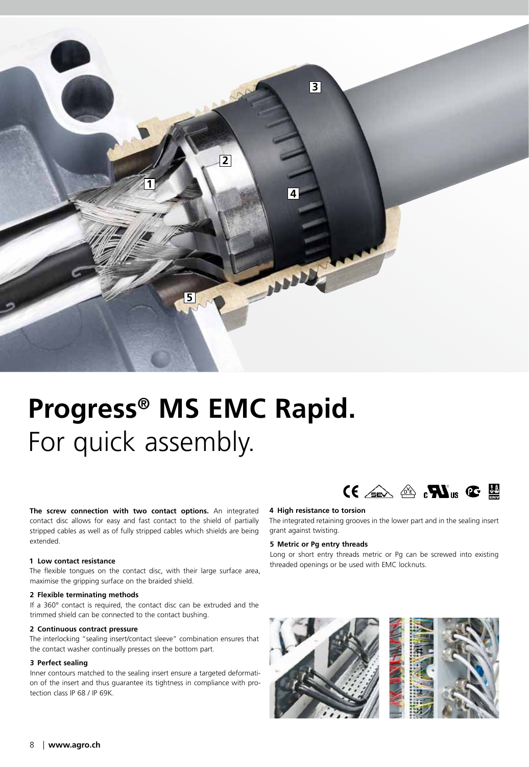# Progress® MS EMC Rapid.

For quick assembly.

**The screw connection with two contact options.** An integrated contact disc allows for easy and fast contact to the shield of partially stripped cables as well as of fully stripped cables which shields are being extended.

#### 1 Low contact resistance

The flexible tongues on the contact disc, with their large surface area, maximise the gripping surface on the braided shield.

#### 2 Flexible terminating methods

If a 360° contact is required, the contact disc can be extruded and the trimmed shield can be connected to the contact bushing.

#### 2 Continuous contract pressure

The interlocking "sealing insert/contact sleeve" combination ensures that the contact washer continually presses on the bottom part.

#### 3 Perfect sealing

Inner contours matched to the sealing insert ensure a targeted deformation of the insert and thus guarantee its tightness in compliance with protection class IP 68 / IP 69K.

#### 4 High resistance to torsion

The integrated retaining grooves in the lower part and in the sealing insert grant against twisting.

#### 5 Metric or Pg entry threads

Long or short entry threads metric or Pg can be screwed into existing threaded openings or be used with EMC locknuts.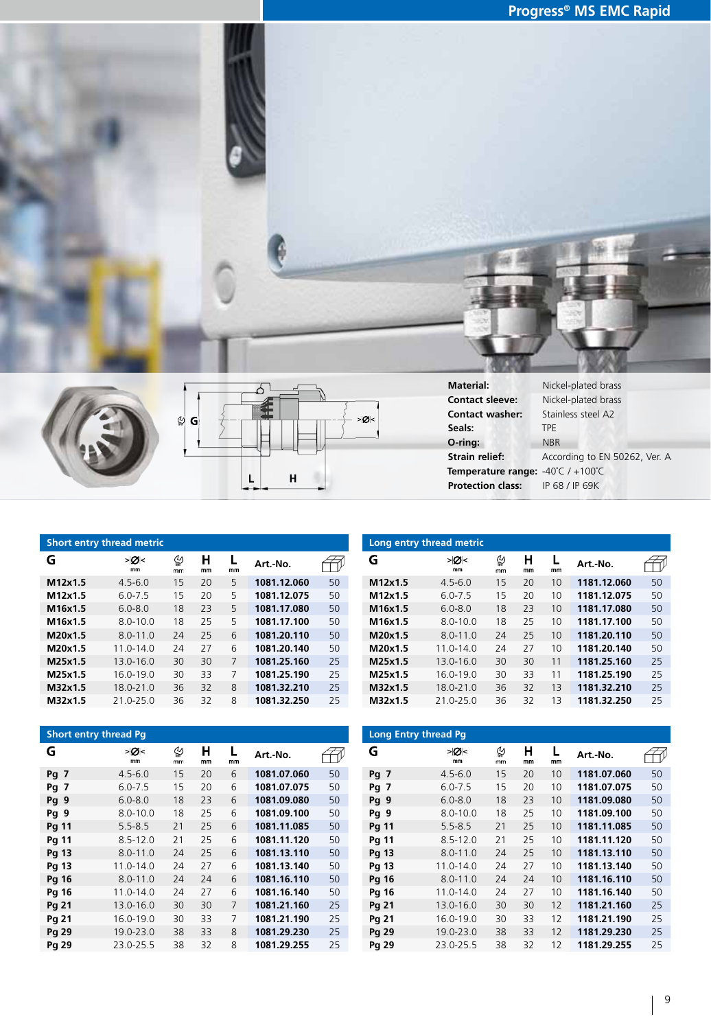# Progress® MS EMC Rapid

| | |
|---|---|
| **Material:** | Nickel-plated brass |
| **Contact sleeve:** | Nickel-plated brass |
| **Contact washer:** | Stainless steel A2 |
| **Seals:** | TPE |
| **O-ring:** | NBR |
| **Strain relief:** | According to EN 50262, Ver. A |
| **Temperature range:** | -40˚C / +100˚C |
| **Protection class:** | IP 68 / IP 69K |

## Short entry thread metric

| G | >Ø< mm | mm | H mm | L mm | Art.-No. | |
|---|---|---|---|---|---|---|
| **M12x1.5** | 4.5-6.0 | 15 | 20 | 5 | **1081.12.060** | 50 |
| **M12x1.5** | 6.0-7.5 | 15 | 20 | 5 | **1081.12.075** | 50 |
| **M16x1.5** | 6.0-8.0 | 18 | 23 | 5 | **1081.17.080** | 50 |
| **M16x1.5** | 8.0-10.0 | 18 | 25 | 5 | **1081.17.100** | 50 |
| **M20x1.5** | 8.0-11.0 | 24 | 25 | 6 | **1081.20.110** | 50 |
| **M20x1.5** | 11.0-14.0 | 24 | 27 | 6 | **1081.20.140** | 50 |
| **M25x1.5** | 13.0-16.0 | 30 | 30 | 7 | **1081.25.160** | 25 |
| **M25x1.5** | 16.0-19.0 | 30 | 33 | 7 | **1081.25.190** | 25 |
| **M32x1.5** | 18.0-21.0 | 36 | 32 | 8 | **1081.32.210** | 25 |
| **M32x1.5** | 21.0-25.0 | 36 | 32 | 8 | **1081.32.250** | 25 |

## Long entry thread metric

| G | >Ø< mm | mm | H mm | L mm | Art.-No. | |
|---|---|---|---|---|---|---|
| **M12x1.5** | 4.5-6.0 | 15 | 20 | 10 | **1181.12.060** | 50 |
| **M12x1.5** | 6.0-7.5 | 15 | 20 | 10 | **1181.12.075** | 50 |
| **M16x1.5** | 6.0-8.0 | 18 | 23 | 10 | **1181.17.080** | 50 |
| **M16x1.5** | 8.0-10.0 | 18 | 25 | 10 | **1181.17.100** | 50 |
| **M20x1.5** | 8.0-11.0 | 24 | 25 | 10 | **1181.20.110** | 50 |
| **M20x1.5** | 11.0-14.0 | 24 | 27 | 10 | **1181.20.140** | 50 |
| **M25x1.5** | 13.0-16.0 | 30 | 30 | 11 | **1181.25.160** | 25 |
| **M25x1.5** | 16.0-19.0 | 30 | 33 | 11 | **1181.25.190** | 25 |
| **M32x1.5** | 18.0-21.0 | 36 | 32 | 13 | **1181.32.210** | 25 |
| **M32x1.5** | 21.0-25.0 | 36 | 32 | 13 | **1181.32.250** | 25 |

## Short entry thread Pg

| G | >Ø< mm | mm | H mm | L mm | Art.-No. | |
|---|---|---|---|---|---|---|
| **Pg 7** | 4.5-6.0 | 15 | 20 | 6 | **1081.07.060** | 50 |
| **Pg 7** | 6.0-7.5 | 15 | 20 | 6 | **1081.07.075** | 50 |
| **Pg 9** | 6.0-8.0 | 18 | 23 | 6 | **1081.09.080** | 50 |
| **Pg 9** | 8.0-10.0 | 18 | 25 | 6 | **1081.09.100** | 50 |
| **Pg 11** | 5.5-8.5 | 21 | 25 | 6 | **1081.11.085** | 50 |
| **Pg 11** | 8.5-12.0 | 21 | 25 | 6 | **1081.11.120** | 50 |
| **Pg 13** | 8.0-11.0 | 24 | 25 | 6 | **1081.13.110** | 50 |
| **Pg 13** | 11.0-14.0 | 24 | 27 | 6 | **1081.13.140** | 50 |
| **Pg 16** | 8.0-11.0 | 24 | 24 | 6 | **1081.16.110** | 50 |
| **Pg 16** | 11.0-14.0 | 24 | 27 | 6 | **1081.16.140** | 50 |
| **Pg 21** | 13.0-16.0 | 30 | 30 | 7 | **1081.21.160** | 25 |
| **Pg 21** | 16.0-19.0 | 30 | 33 | 7 | **1081.21.190** | 25 |
| **Pg 29** | 19.0-23.0 | 38 | 33 | 8 | **1081.29.230** | 25 |
| **Pg 29** | 23.0-25.5 | 38 | 32 | 8 | **1081.29.255** | 25 |

## Long Entry thread Pg

| G | >Ø< mm | mm | H mm | L mm | Art.-No. | |
|---|---|---|---|---|---|---|
| **Pg 7** | 4.5-6.0 | 15 | 20 | 10 | **1181.07.060** | 50 |
| **Pg 7** | 6.0-7.5 | 15 | 20 | 10 | **1181.07.075** | 50 |
| **Pg 9** | 6.0-8.0 | 18 | 23 | 10 | **1181.09.080** | 50 |
| **Pg 9** | 8.0-10.0 | 18 | 25 | 10 | **1181.09.100** | 50 |
| **Pg 11** | 5.5-8.5 | 21 | 25 | 10 | **1181.11.085** | 50 |
| **Pg 11** | 8.5-12.0 | 21 | 25 | 10 | **1181.11.120** | 50 |
| **Pg 13** | 8.0-11.0 | 24 | 25 | 10 | **1181.13.110** | 50 |
| **Pg 13** | 11.0-14.0 | 24 | 27 | 10 | **1181.13.140** | 50 |
| **Pg 16** | 8.0-11.0 | 24 | 24 | 10 | **1181.16.110** | 50 |
| **Pg 16** | 11.0-14.0 | 24 | 27 | 10 | **1181.16.140** | 50 |
| **Pg 21** | 13.0-16.0 | 30 | 30 | 12 | **1181.21.160** | 25 |
| **Pg 21** | 16.0-19.0 | 30 | 33 | 12 | **1181.21.190** | 25 |
| **Pg 29** | 19.0-23.0 | 38 | 33 | 12 | **1181.29.230** | 25 |
| **Pg 29** | 23.0-25.5 | 38 | 32 | 12 | **1181.29.255** | 25 |